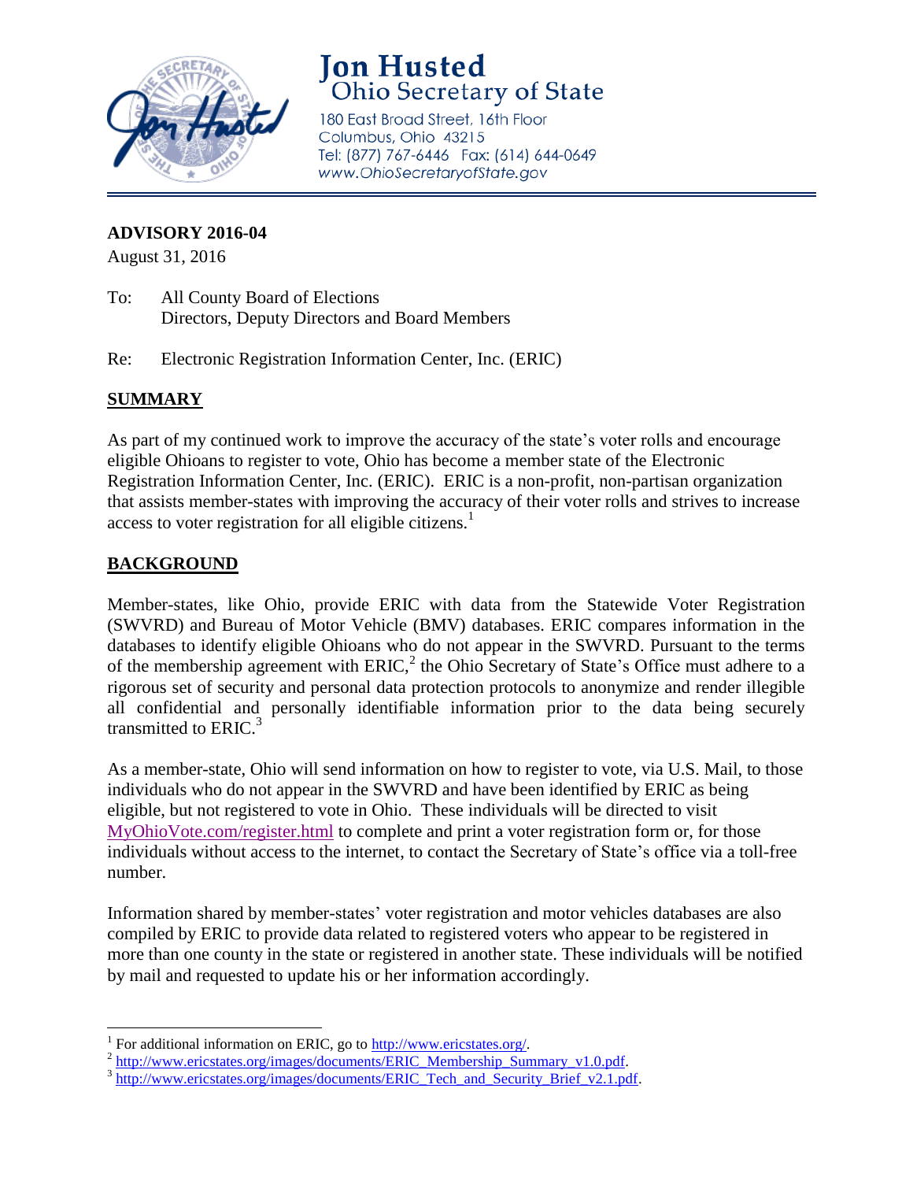# Jon Husted
## Ohio Secretary of State

180 East Broad Street, 16th Floor
Columbus, Ohio 43215
Tel: (877) 767-6446 Fax: (614) 644-0649
www.OhioSecretaryofState.gov

**ADVISORY 2016-04**
August 31, 2016

To: All County Board of Elections
Directors, Deputy Directors and Board Members

Re: Electronic Registration Information Center, Inc. (ERIC)

## SUMMARY

As part of my continued work to improve the accuracy of the state's voter rolls and encourage eligible Ohioans to register to vote, Ohio has become a member state of the Electronic Registration Information Center, Inc. (ERIC). ERIC is a non-profit, non-partisan organization that assists member-states with improving the accuracy of their voter rolls and strives to increase access to voter registration for all eligible citizens.[1]

## BACKGROUND

Member-states, like Ohio, provide ERIC with data from the Statewide Voter Registration (SWVRD) and Bureau of Motor Vehicle (BMV) databases. ERIC compares information in the databases to identify eligible Ohioans who do not appear in the SWVRD. Pursuant to the terms of the membership agreement with ERIC,[2] the Ohio Secretary of State's Office must adhere to a rigorous set of security and personal data protection protocols to anonymize and render illegible all confidential and personally identifiable information prior to the data being securely transmitted to ERIC.[3]

As a member-state, Ohio will send information on how to register to vote, via U.S. Mail, to those individuals who do not appear in the SWVRD and have been identified by ERIC as being eligible, but not registered to vote in Ohio. These individuals will be directed to visit MyOhioVote.com/register.html to complete and print a voter registration form or, for those individuals without access to the internet, to contact the Secretary of State's office via a toll-free number.

Information shared by member-states' voter registration and motor vehicles databases are also compiled by ERIC to provide data related to registered voters who appear to be registered in more than one county in the state or registered in another state. These individuals will be notified by mail and requested to update his or her information accordingly.

---

[1] For additional information on ERIC, go to http://www.ericstates.org/.

[2] http://www.ericstates.org/images/documents/ERIC_Membership_Summary_v1.0.pdf.

[3] http://www.ericstates.org/images/documents/ERIC_Tech_and_Security_Brief_v2.1.pdf.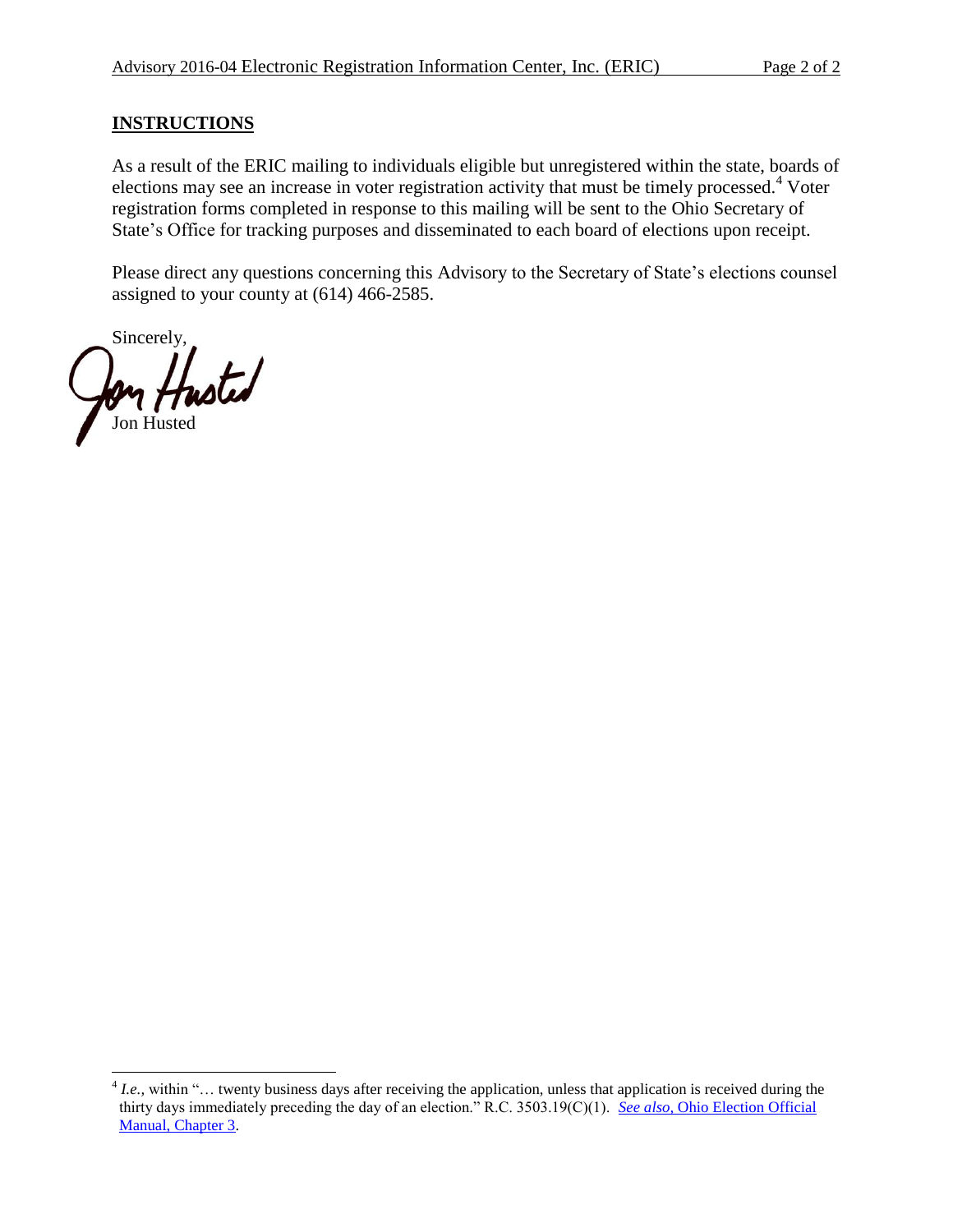**INSTRUCTIONS**

As a result of the ERIC mailing to individuals eligible but unregistered within the state, boards of elections may see an increase in voter registration activity that must be timely processed.[4] Voter registration forms completed in response to this mailing will be sent to the Ohio Secretary of State's Office for tracking purposes and disseminated to each board of elections upon receipt.

Please direct any questions concerning this Advisory to the Secretary of State's elections counsel assigned to your county at (614) 466-2585.

Sincerely,

Jon Husted

---

[4] *I.e.*, within "… twenty business days after receiving the application, unless that application is received during the thirty days immediately preceding the day of an election." R.C. 3503.19(C)(1). *See also*, Ohio Election Official Manual, Chapter 3.